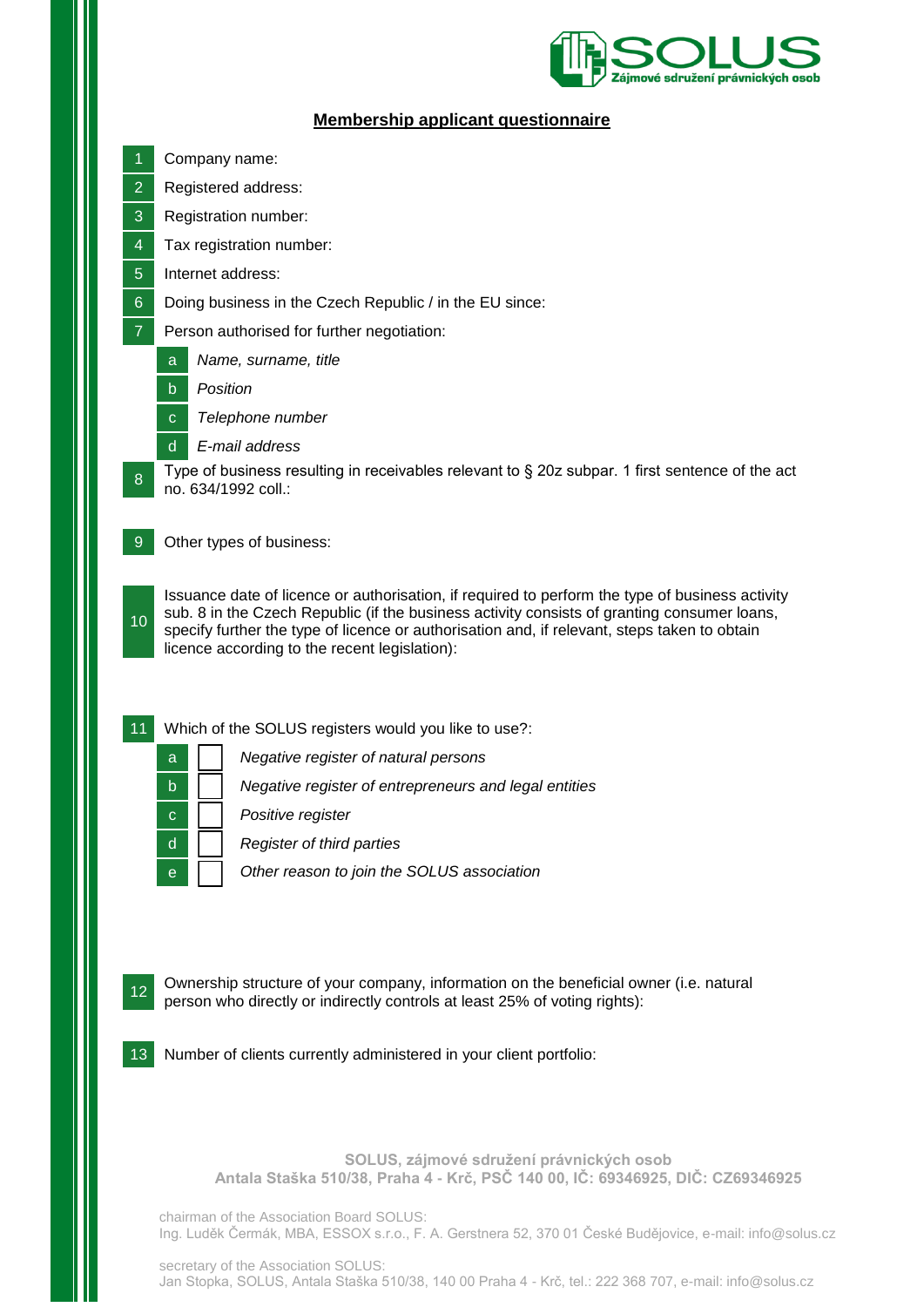SOLUS
Zájmové sdružení právnických osob

## Membership applicant questionnaire

1. Company name:
2. Registered address:
3. Registration number:
4. Tax registration number:
5. Internet address:
6. Doing business in the Czech Republic / in the EU since:
7. Person authorised for further negotiation:
   - a *Name, surname, title*
   - b *Position*
   - c *Telephone number*
   - d *E-mail address*
8. Type of business resulting in receivables relevant to § 20z subpar. 1 first sentence of the act no. 634/1992 coll.:
9. Other types of business:
10. Issuance date of licence or authorisation, if required to perform the type of business activity sub. 8 in the Czech Republic (if the business activity consists of granting consumer loans, specify further the type of licence or authorisation and, if relevant, steps taken to obtain licence according to the recent legislation):
11. Which of the SOLUS registers would you like to use?:
    - a ☐ *Negative register of natural persons*
    - b ☐ *Negative register of entrepreneurs and legal entities*
    - c ☐ *Positive register*
    - d ☐ *Register of third parties*
    - e ☐ *Other reason to join the SOLUS association*
12. Ownership structure of your company, information on the beneficial owner (i.e. natural person who directly or indirectly controls at least 25% of voting rights):
13. Number of clients currently administered in your client portfolio:

**SOLUS, zájmové sdružení právnických osob**
**Antala Staška 510/38, Praha 4 - Krč, PSČ 140 00, IČ: 69346925, DIČ: CZ69346925**

chairman of the Association Board SOLUS:
Ing. Luděk Čermák, MBA, ESSOX s.r.o., F. A. Gerstnera 52, 370 01 České Budějovice, e-mail: info@solus.cz

secretary of the Association SOLUS:
Jan Stopka, SOLUS, Antala Staška 510/38, 140 00 Praha 4 - Krč, tel.: 222 368 707, e-mail: info@solus.cz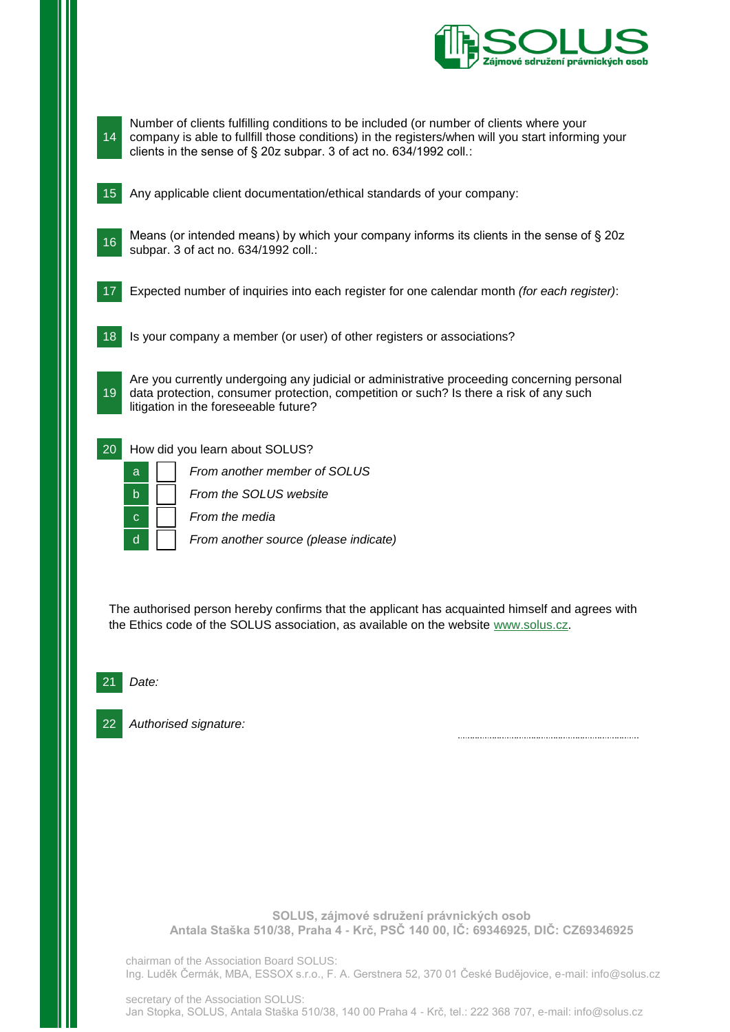14 Number of clients fulfilling conditions to be included (or number of clients where your company is able to fullfill those conditions) in the registers/when will you start informing your clients in the sense of § 20z subpar. 3 of act no. 634/1992 coll.:

15 Any applicable client documentation/ethical standards of your company:

16 Means (or intended means) by which your company informs its clients in the sense of § 20z subpar. 3 of act no. 634/1992 coll.:

17 Expected number of inquiries into each register for one calendar month *(for each register)*:

18 Is your company a member (or user) of other registers or associations?

19 Are you currently undergoing any judicial or administrative proceeding concerning personal data protection, consumer protection, competition or such? Is there a risk of any such litigation in the foreseeable future?

20 How did you learn about SOLUS?

- a ☐ *From another member of SOLUS*
- b ☐ *From the SOLUS website*
- c ☐ *From the media*
- d ☐ *From another source (please indicate)*

The authorised person hereby confirms that the applicant has acquainted himself and agrees with the Ethics code of the SOLUS association, as available on the website www.solus.cz.

21 *Date:*

22 *Authorised signature:* ..............................................................

**SOLUS, zájmové sdružení právnických osob**
**Antala Staška 510/38, Praha 4 - Krč, PSČ 140 00, IČ: 69346925, DIČ: CZ69346925**

chairman of the Association Board SOLUS:
Ing. Luděk Čermák, MBA, ESSOX s.r.o., F. A. Gerstnera 52, 370 01 České Budějovice, e-mail: info@solus.cz

secretary of the Association SOLUS:
Jan Stopka, SOLUS, Antala Staška 510/38, 140 00 Praha 4 - Krč, tel.: 222 368 707, e-mail: info@solus.cz